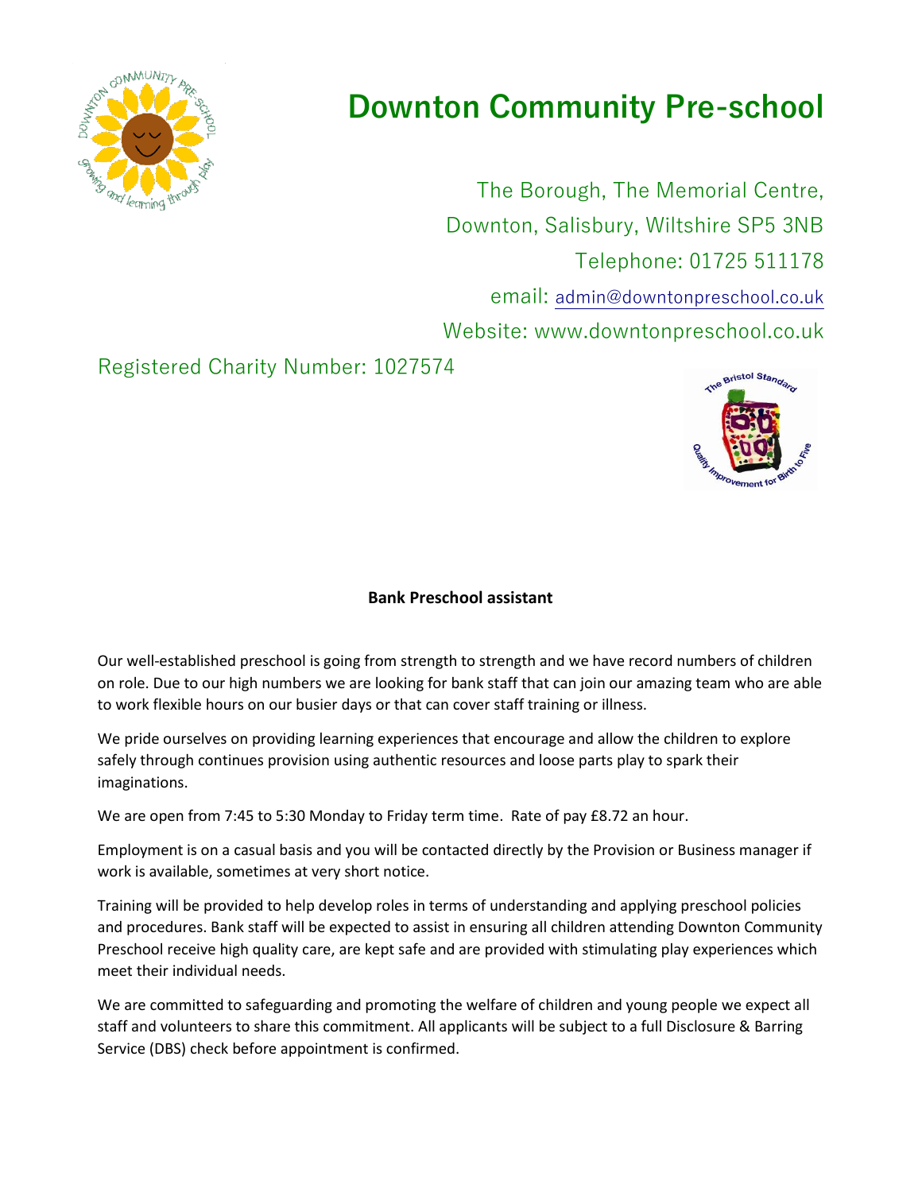# Downton Community Pre-school

The Borough, The Memorial Centre,
Downton, Salisbury, Wiltshire SP5 3NB
Telephone: 01725 511178
email: admin@downtonpreschool.co.uk
Website: www.downtonpreschool.co.uk

Registered Charity Number: 1027574

**Bank Preschool assistant**

Our well-established preschool is going from strength to strength and we have record numbers of children on role. Due to our high numbers we are looking for bank staff that can join our amazing team who are able to work flexible hours on our busier days or that can cover staff training or illness.

We pride ourselves on providing learning experiences that encourage and allow the children to explore safely through continues provision using authentic resources and loose parts play to spark their imaginations.

We are open from 7:45 to 5:30 Monday to Friday term time. Rate of pay £8.72 an hour.

Employment is on a casual basis and you will be contacted directly by the Provision or Business manager if work is available, sometimes at very short notice.

Training will be provided to help develop roles in terms of understanding and applying preschool policies and procedures. Bank staff will be expected to assist in ensuring all children attending Downton Community Preschool receive high quality care, are kept safe and are provided with stimulating play experiences which meet their individual needs.

We are committed to safeguarding and promoting the welfare of children and young people we expect all staff and volunteers to share this commitment. All applicants will be subject to a full Disclosure & Barring Service (DBS) check before appointment is confirmed.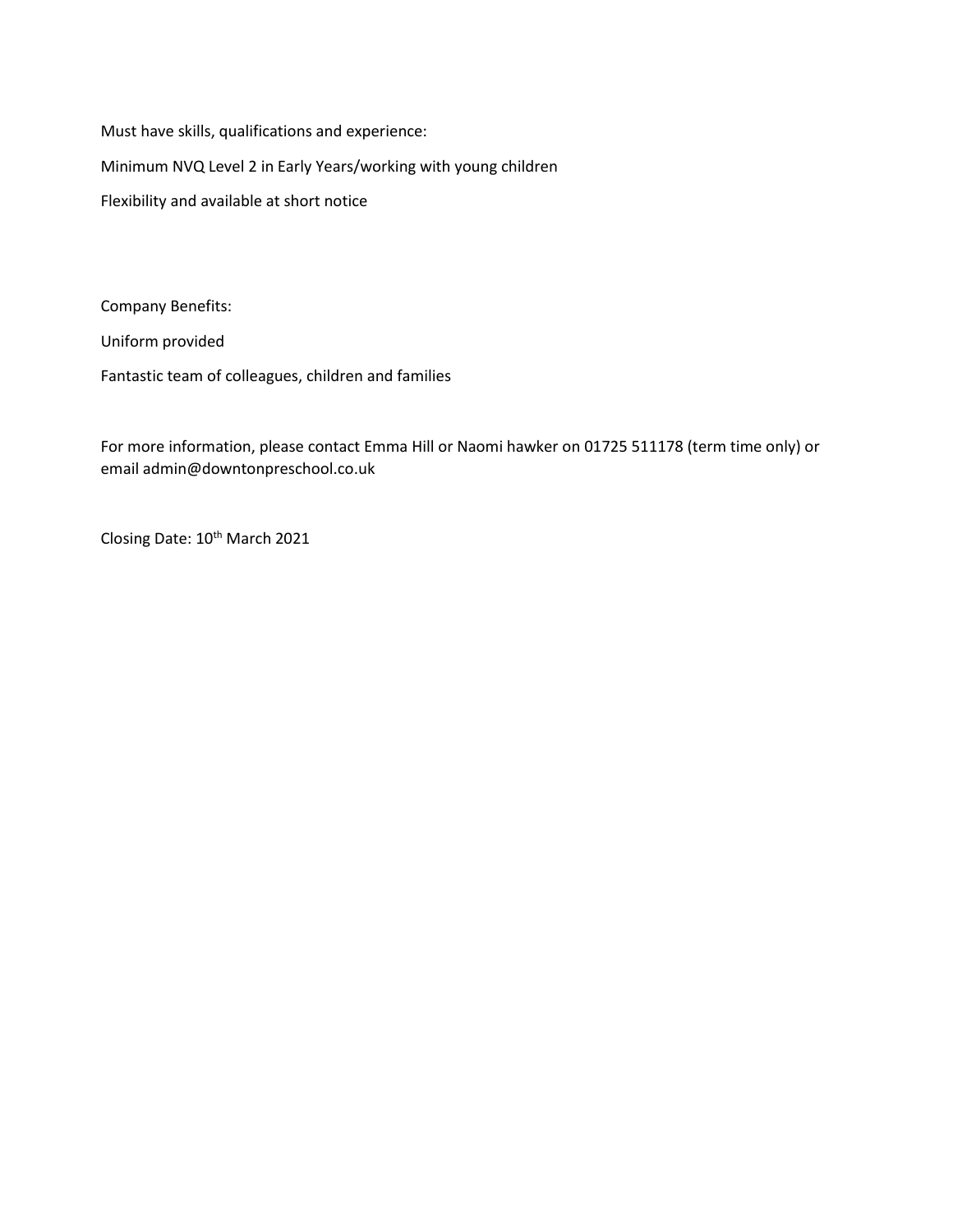Must have skills, qualifications and experience:

Minimum NVQ Level 2 in Early Years/working with young children

Flexibility and available at short notice

Company Benefits:

Uniform provided

Fantastic team of colleagues, children and families

For more information, please contact Emma Hill or Naomi hawker on 01725 511178 (term time only) or email admin@downtonpreschool.co.uk

Closing Date: 10th March 2021